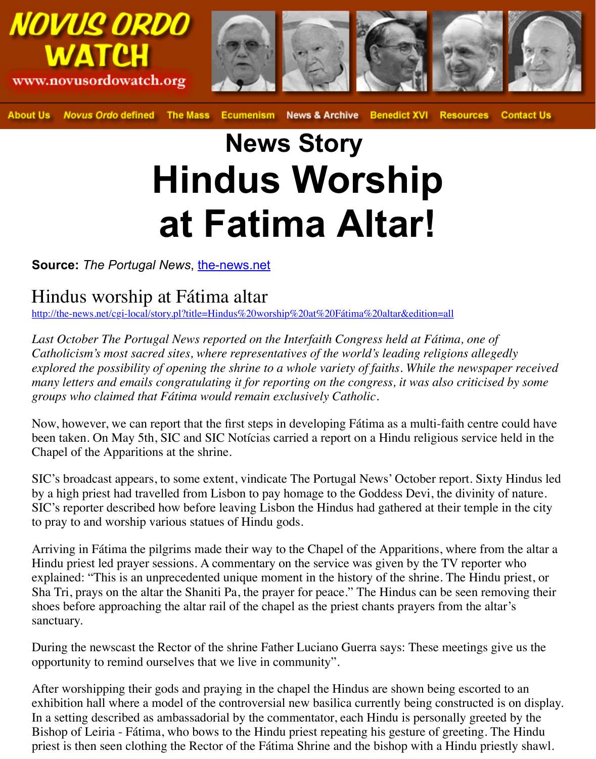NOVUS ORDO WATCH
www.novusordowatch.org

About Us | *Novus Ordo* defined | The Mass | Ecumenism | News & Archive | Benedict XVI | Resources | Contact Us

# News Story

# Hindus Worship at Fatima Altar!

**Source:** *The Portugal News*, [the-news.net](http://the-news.net)

## Hindus worship at Fátima altar

http://the-news.net/cgi-local/story.pl?title=Hindus%20worship%20at%20Fátima%20altar&edition=all

*Last October The Portugal News reported on the Interfaith Congress held at Fátima, one of Catholicism's most sacred sites, where representatives of the world's leading religions allegedly explored the possibility of opening the shrine to a whole variety of faiths. While the newspaper received many letters and emails congratulating it for reporting on the congress, it was also criticised by some groups who claimed that Fátima would remain exclusively Catholic.*

Now, however, we can report that the first steps in developing Fátima as a multi-faith centre could have been taken. On May 5th, SIC and SIC Notícias carried a report on a Hindu religious service held in the Chapel of the Apparitions at the shrine.

SIC's broadcast appears, to some extent, vindicate The Portugal News' October report. Sixty Hindus led by a high priest had travelled from Lisbon to pay homage to the Goddess Devi, the divinity of nature. SIC's reporter described how before leaving Lisbon the Hindus had gathered at their temple in the city to pray to and worship various statues of Hindu gods.

Arriving in Fátima the pilgrims made their way to the Chapel of the Apparitions, where from the altar a Hindu priest led prayer sessions. A commentary on the service was given by the TV reporter who explained: "This is an unprecedented unique moment in the history of the shrine. The Hindu priest, or Sha Tri, prays on the altar the Shaniti Pa, the prayer for peace." The Hindus can be seen removing their shoes before approaching the altar rail of the chapel as the priest chants prayers from the altar's sanctuary.

During the newscast the Rector of the shrine Father Luciano Guerra says: These meetings give us the opportunity to remind ourselves that we live in community".

After worshipping their gods and praying in the chapel the Hindus are shown being escorted to an exhibition hall where a model of the controversial new basilica currently being constructed is on display. In a setting described as ambassadorial by the commentator, each Hindu is personally greeted by the Bishop of Leiria - Fátima, who bows to the Hindu priest repeating his gesture of greeting. The Hindu priest is then seen clothing the Rector of the Fátima Shrine and the bishop with a Hindu priestly shawl.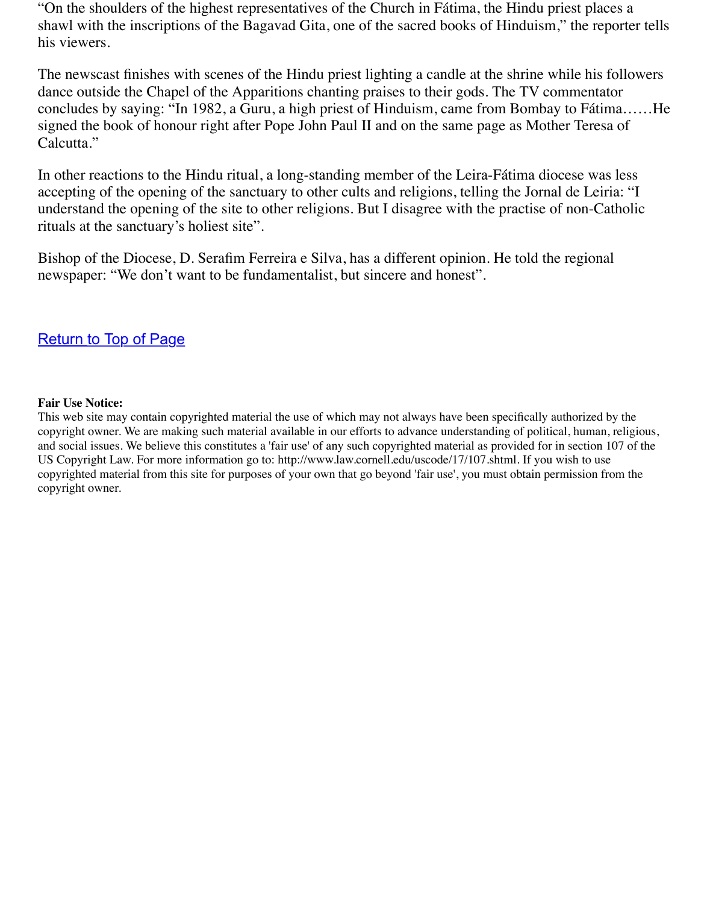“On the shoulders of the highest representatives of the Church in Fátima, the Hindu priest places a shawl with the inscriptions of the Bagavad Gita, one of the sacred books of Hinduism,” the reporter tells his viewers.

The newscast finishes with scenes of the Hindu priest lighting a candle at the shrine while his followers dance outside the Chapel of the Apparitions chanting praises to their gods. The TV commentator concludes by saying: “In 1982, a Guru, a high priest of Hinduism, came from Bombay to Fátima……He signed the book of honour right after Pope John Paul II and on the same page as Mother Teresa of Calcutta.”

In other reactions to the Hindu ritual, a long-standing member of the Leira-Fátima diocese was less accepting of the opening of the sanctuary to other cults and religions, telling the Jornal de Leiria: “I understand the opening of the site to other religions. But I disagree with the practise of non-Catholic rituals at the sanctuary’s holiest site”.

Bishop of the Diocese, D. Serafim Ferreira e Silva, has a different opinion. He told the regional newspaper: “We don’t want to be fundamentalist, but sincere and honest”.

[Return to Top of Page]

**Fair Use Notice:**
This web site may contain copyrighted material the use of which may not always have been specifically authorized by the copyright owner. We are making such material available in our efforts to advance understanding of political, human, religious, and social issues. We believe this constitutes a 'fair use' of any such copyrighted material as provided for in section 107 of the US Copyright Law. For more information go to: http://www.law.cornell.edu/uscode/17/107.shtml. If you wish to use copyrighted material from this site for purposes of your own that go beyond 'fair use', you must obtain permission from the copyright owner.